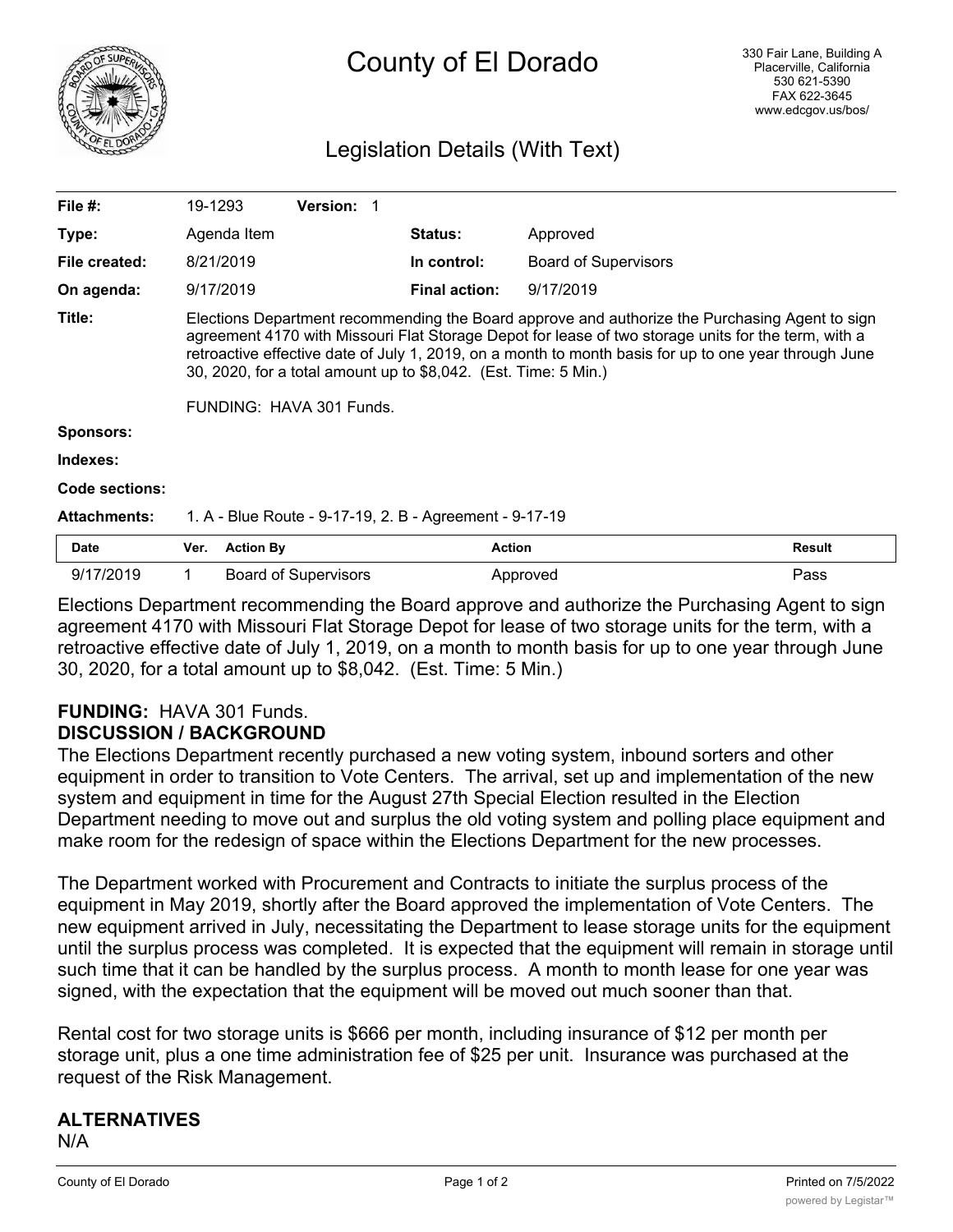# County of El Dorado

330 Fair Lane, Building A
Placerville, California
530 621-5390
FAX 622-3645
www.edcgov.us/bos/

## Legislation Details (With Text)

| | | | |
|---|---|---|---|
| **File #:** | 19-1293 **Version:** 1 | | |
| **Type:** | Agenda Item | **Status:** | Approved |
| **File created:** | 8/21/2019 | **In control:** | Board of Supervisors |
| **On agenda:** | 9/17/2019 | **Final action:** | 9/17/2019 |

**Title:** Elections Department recommending the Board approve and authorize the Purchasing Agent to sign agreement 4170 with Missouri Flat Storage Depot for lease of two storage units for the term, with a retroactive effective date of July 1, 2019, on a month to month basis for up to one year through June 30, 2020, for a total amount up to $8,042. (Est. Time: 5 Min.)

FUNDING: HAVA 301 Funds.

**Sponsors:**

**Indexes:**

**Code sections:**

**Attachments:** 1. A - Blue Route - 9-17-19, 2. B - Agreement - 9-17-19

| Date | Ver. | Action By | Action | Result |
|---|---|---|---|---|
| 9/17/2019 | 1 | Board of Supervisors | Approved | Pass |

Elections Department recommending the Board approve and authorize the Purchasing Agent to sign agreement 4170 with Missouri Flat Storage Depot for lease of two storage units for the term, with a retroactive effective date of July 1, 2019, on a month to month basis for up to one year through June 30, 2020, for a total amount up to $8,042. (Est. Time: 5 Min.)

**FUNDING:** HAVA 301 Funds.

**DISCUSSION / BACKGROUND**

The Elections Department recently purchased a new voting system, inbound sorters and other equipment in order to transition to Vote Centers. The arrival, set up and implementation of the new system and equipment in time for the August 27th Special Election resulted in the Election Department needing to move out and surplus the old voting system and polling place equipment and make room for the redesign of space within the Elections Department for the new processes.

The Department worked with Procurement and Contracts to initiate the surplus process of the equipment in May 2019, shortly after the Board approved the implementation of Vote Centers. The new equipment arrived in July, necessitating the Department to lease storage units for the equipment until the surplus process was completed. It is expected that the equipment will remain in storage until such time that it can be handled by the surplus process. A month to month lease for one year was signed, with the expectation that the equipment will be moved out much sooner than that.

Rental cost for two storage units is $666 per month, including insurance of $12 per month per storage unit, plus a one time administration fee of $25 per unit. Insurance was purchased at the request of the Risk Management.

**ALTERNATIVES**

N/A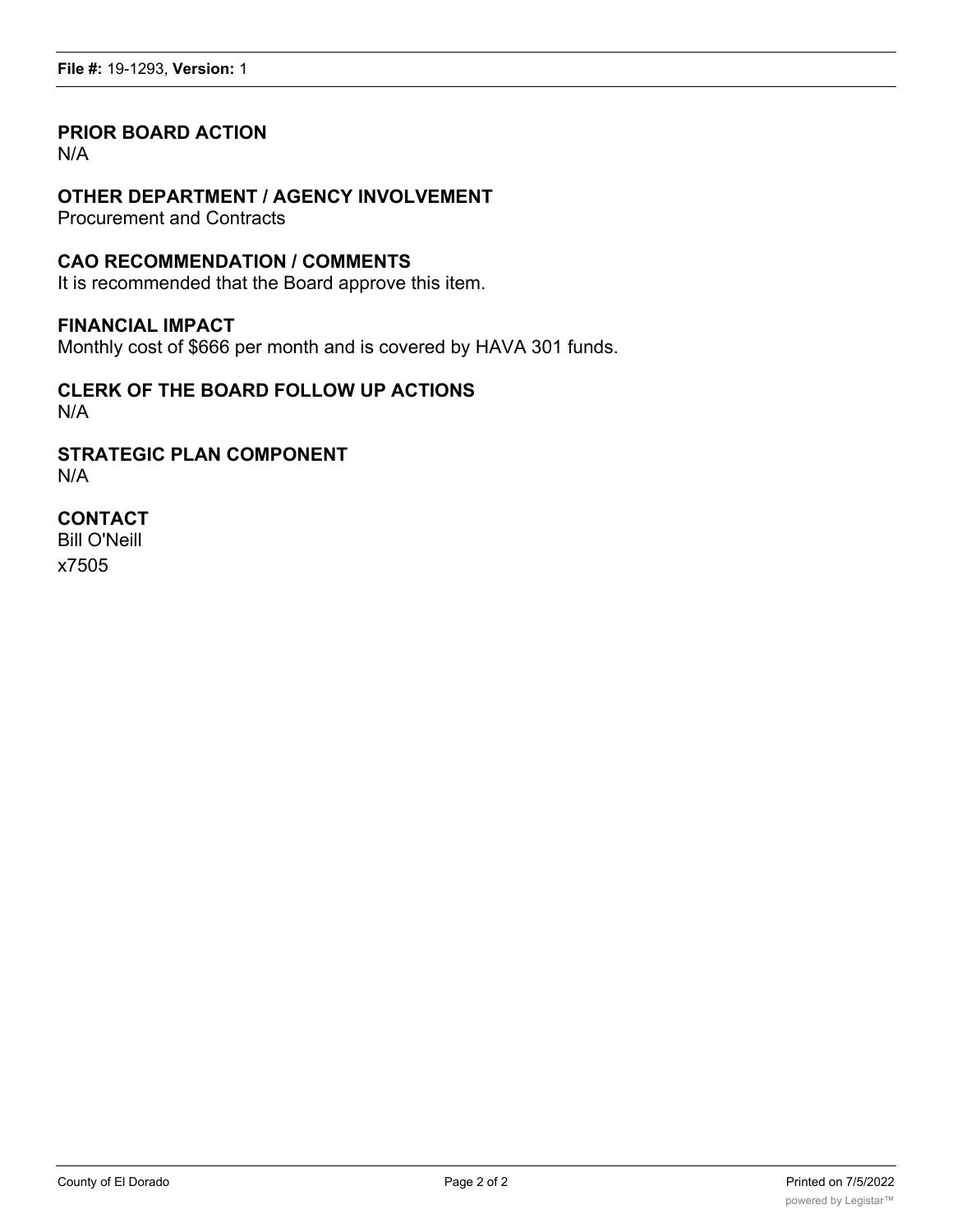**PRIOR BOARD ACTION**
N/A

**OTHER DEPARTMENT / AGENCY INVOLVEMENT**
Procurement and Contracts

**CAO RECOMMENDATION / COMMENTS**
It is recommended that the Board approve this item.

**FINANCIAL IMPACT**
Monthly cost of $666 per month and is covered by HAVA 301 funds.

**CLERK OF THE BOARD FOLLOW UP ACTIONS**
N/A

**STRATEGIC PLAN COMPONENT**
N/A

**CONTACT**
Bill O'Neill
x7505